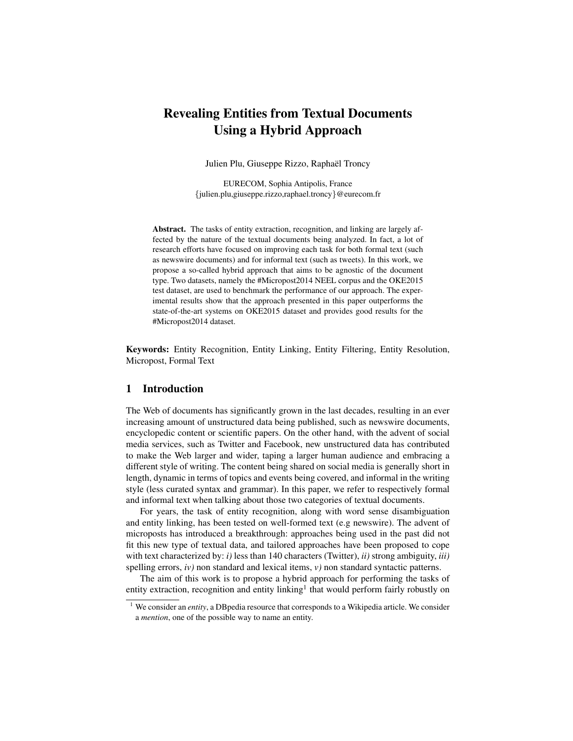# Revealing Entities from Textual Documents Using a Hybrid Approach

Julien Plu, Giuseppe Rizzo, Raphaël Troncy

EURECOM, Sophia Antipolis, France
{julien.plu,giuseppe.rizzo,raphael.troncy}@eurecom.fr

**Abstract.** The tasks of entity extraction, recognition, and linking are largely affected by the nature of the textual documents being analyzed. In fact, a lot of research efforts have focused on improving each task for both formal text (such as newswire documents) and for informal text (such as tweets). In this work, we propose a so-called hybrid approach that aims to be agnostic of the document type. Two datasets, namely the #Micropost2014 NEEL corpus and the OKE2015 test dataset, are used to benchmark the performance of our approach. The experimental results show that the approach presented in this paper outperforms the state-of-the-art systems on OKE2015 dataset and provides good results for the #Micropost2014 dataset.

**Keywords:** Entity Recognition, Entity Linking, Entity Filtering, Entity Resolution, Micropost, Formal Text

## 1 Introduction

The Web of documents has significantly grown in the last decades, resulting in an ever increasing amount of unstructured data being published, such as newswire documents, encyclopedic content or scientific papers. On the other hand, with the advent of social media services, such as Twitter and Facebook, new unstructured data has contributed to make the Web larger and wider, taping a larger human audience and embracing a different style of writing. The content being shared on social media is generally short in length, dynamic in terms of topics and events being covered, and informal in the writing style (less curated syntax and grammar). In this paper, we refer to respectively formal and informal text when talking about those two categories of textual documents.

For years, the task of entity recognition, along with word sense disambiguation and entity linking, has been tested on well-formed text (e.g newswire). The advent of microposts has introduced a breakthrough: approaches being used in the past did not fit this new type of textual data, and tailored approaches have been proposed to cope with text characterized by: *i)* less than 140 characters (Twitter), *ii)* strong ambiguity, *iii)* spelling errors, *iv)* non standard and lexical items, *v)* non standard syntactic patterns.

The aim of this work is to propose a hybrid approach for performing the tasks of entity extraction, recognition and entity linking[1] that would perform fairly robustly on

[1] We consider an *entity*, a DBpedia resource that corresponds to a Wikipedia article. We consider a *mention*, one of the possible way to name an entity.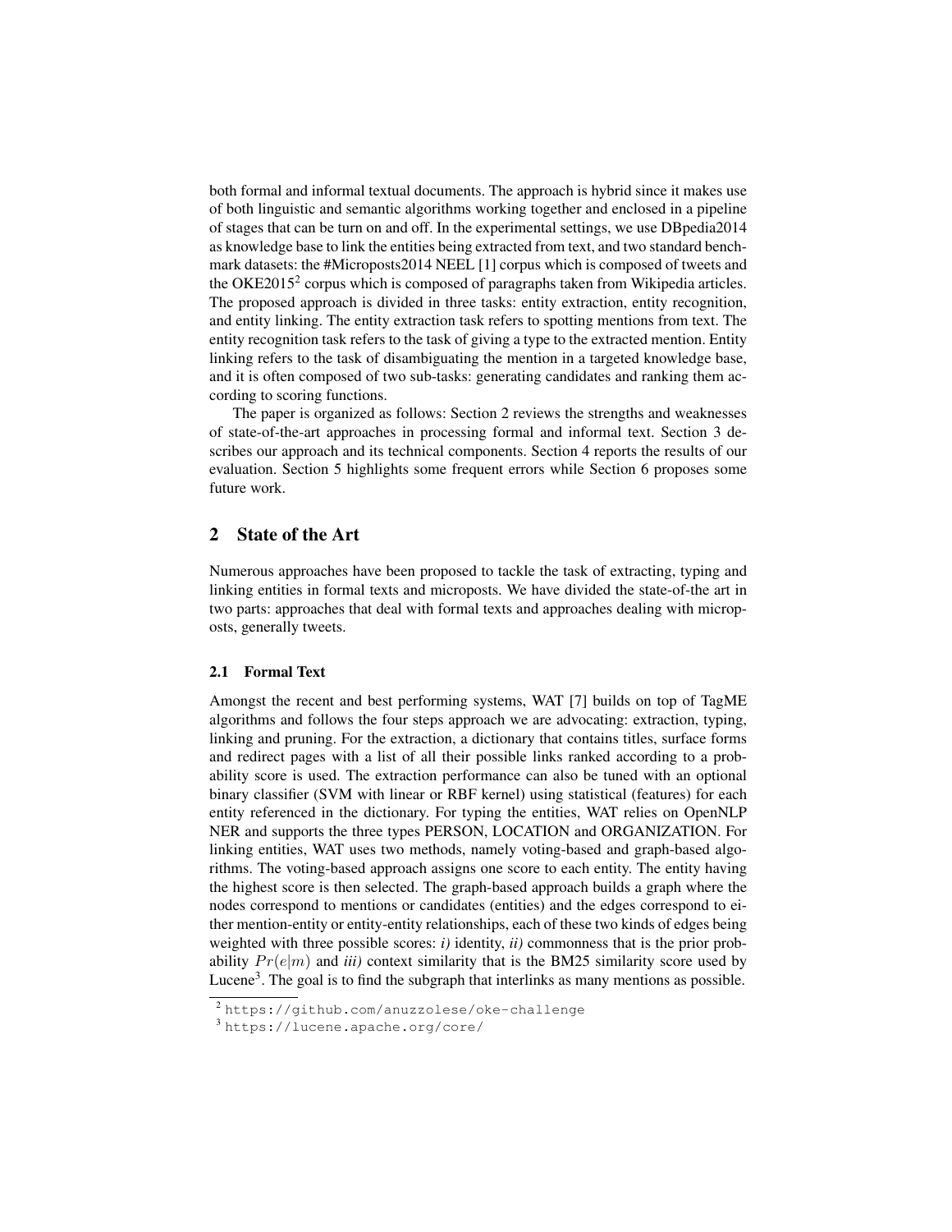both formal and informal textual documents. The approach is hybrid since it makes use of both linguistic and semantic algorithms working together and enclosed in a pipeline of stages that can be turn on and off. In the experimental settings, we use DBpedia2014 as knowledge base to link the entities being extracted from text, and two standard benchmark datasets: the #Microposts2014 NEEL [1] corpus which is composed of tweets and the OKE2015[2] corpus which is composed of paragraphs taken from Wikipedia articles. The proposed approach is divided in three tasks: entity extraction, entity recognition, and entity linking. The entity extraction task refers to spotting mentions from text. The entity recognition task refers to the task of giving a type to the extracted mention. Entity linking refers to the task of disambiguating the mention in a targeted knowledge base, and it is often composed of two sub-tasks: generating candidates and ranking them according to scoring functions.

The paper is organized as follows: Section 2 reviews the strengths and weaknesses of state-of-the-art approaches in processing formal and informal text. Section 3 describes our approach and its technical components. Section 4 reports the results of our evaluation. Section 5 highlights some frequent errors while Section 6 proposes some future work.

## 2 State of the Art

Numerous approaches have been proposed to tackle the task of extracting, typing and linking entities in formal texts and microposts. We have divided the state-of-the art in two parts: approaches that deal with formal texts and approaches dealing with microposts, generally tweets.

### 2.1 Formal Text

Amongst the recent and best performing systems, WAT [7] builds on top of TagME algorithms and follows the four steps approach we are advocating: extraction, typing, linking and pruning. For the extraction, a dictionary that contains titles, surface forms and redirect pages with a list of all their possible links ranked according to a probability score is used. The extraction performance can also be tuned with an optional binary classifier (SVM with linear or RBF kernel) using statistical (features) for each entity referenced in the dictionary. For typing the entities, WAT relies on OpenNLP NER and supports the three types PERSON, LOCATION and ORGANIZATION. For linking entities, WAT uses two methods, namely voting-based and graph-based algorithms. The voting-based approach assigns one score to each entity. The entity having the highest score is then selected. The graph-based approach builds a graph where the nodes correspond to mentions or candidates (entities) and the edges correspond to either mention-entity or entity-entity relationships, each of these two kinds of edges being weighted with three possible scores: *i)* identity, *ii)* commonness that is the prior probability $Pr(e|m)$ and *iii)* context similarity that is the BM25 similarity score used by Lucene[3]. The goal is to find the subgraph that interlinks as many mentions as possible.

[2] https://github.com/anuzzolese/oke-challenge

[3] https://lucene.apache.org/core/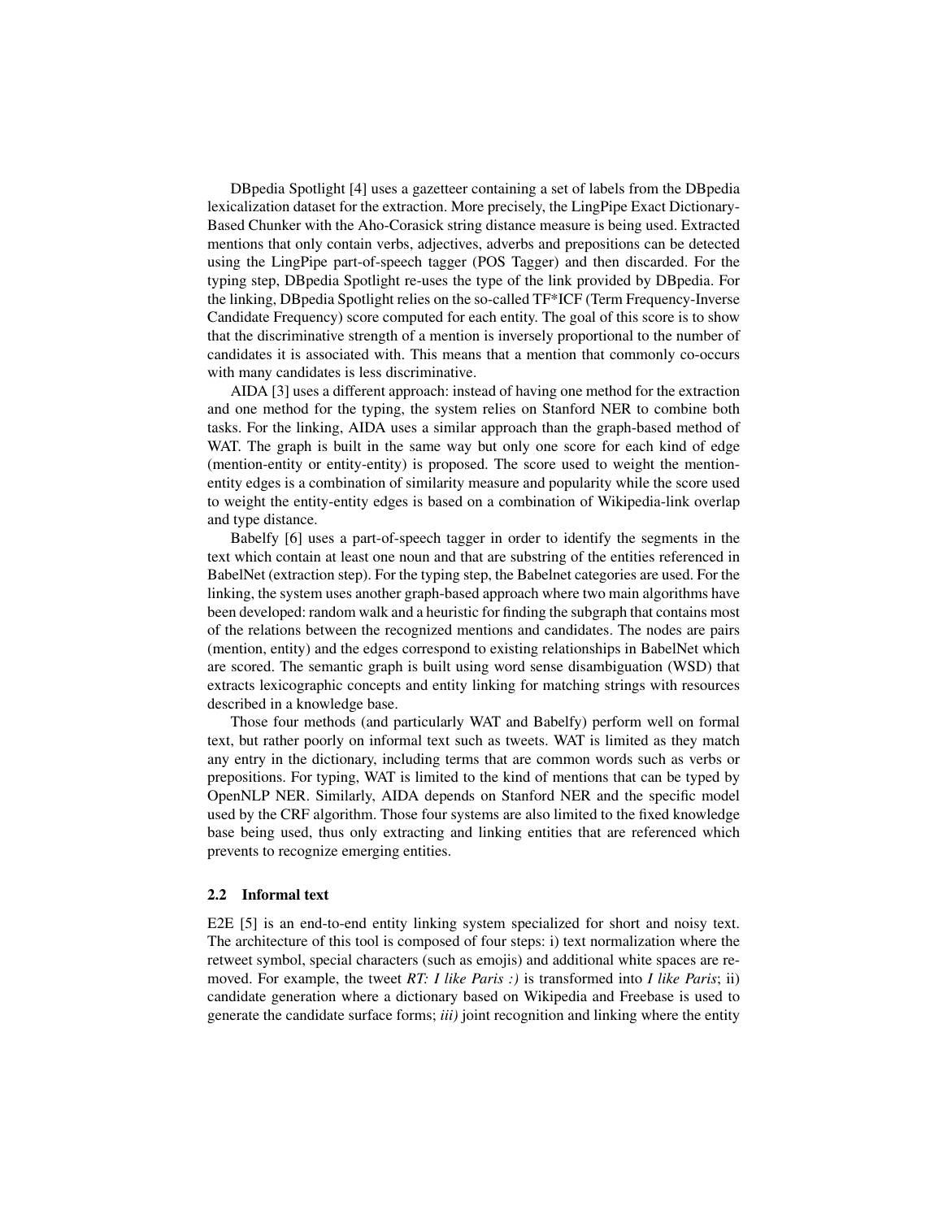DBpedia Spotlight [4] uses a gazetteer containing a set of labels from the DBpedia lexicalization dataset for the extraction. More precisely, the LingPipe Exact Dictionary-Based Chunker with the Aho-Corasick string distance measure is being used. Extracted mentions that only contain verbs, adjectives, adverbs and prepositions can be detected using the LingPipe part-of-speech tagger (POS Tagger) and then discarded. For the typing step, DBpedia Spotlight re-uses the type of the link provided by DBpedia. For the linking, DBpedia Spotlight relies on the so-called TF*ICF (Term Frequency-Inverse Candidate Frequency) score computed for each entity. The goal of this score is to show that the discriminative strength of a mention is inversely proportional to the number of candidates it is associated with. This means that a mention that commonly co-occurs with many candidates is less discriminative.

AIDA [3] uses a different approach: instead of having one method for the extraction and one method for the typing, the system relies on Stanford NER to combine both tasks. For the linking, AIDA uses a similar approach than the graph-based method of WAT. The graph is built in the same way but only one score for each kind of edge (mention-entity or entity-entity) is proposed. The score used to weight the mention-entity edges is a combination of similarity measure and popularity while the score used to weight the entity-entity edges is based on a combination of Wikipedia-link overlap and type distance.

Babelfy [6] uses a part-of-speech tagger in order to identify the segments in the text which contain at least one noun and that are substring of the entities referenced in BabelNet (extraction step). For the typing step, the Babelnet categories are used. For the linking, the system uses another graph-based approach where two main algorithms have been developed: random walk and a heuristic for finding the subgraph that contains most of the relations between the recognized mentions and candidates. The nodes are pairs (mention, entity) and the edges correspond to existing relationships in BabelNet which are scored. The semantic graph is built using word sense disambiguation (WSD) that extracts lexicographic concepts and entity linking for matching strings with resources described in a knowledge base.

Those four methods (and particularly WAT and Babelfy) perform well on formal text, but rather poorly on informal text such as tweets. WAT is limited as they match any entry in the dictionary, including terms that are common words such as verbs or prepositions. For typing, WAT is limited to the kind of mentions that can be typed by OpenNLP NER. Similarly, AIDA depends on Stanford NER and the specific model used by the CRF algorithm. Those four systems are also limited to the fixed knowledge base being used, thus only extracting and linking entities that are referenced which prevents to recognize emerging entities.

### 2.2 Informal text

E2E [5] is an end-to-end entity linking system specialized for short and noisy text. The architecture of this tool is composed of four steps: i) text normalization where the retweet symbol, special characters (such as emojis) and additional white spaces are removed. For example, the tweet *RT: I like Paris :)* is transformed into *I like Paris*; ii) candidate generation where a dictionary based on Wikipedia and Freebase is used to generate the candidate surface forms; *iii)* joint recognition and linking where the entity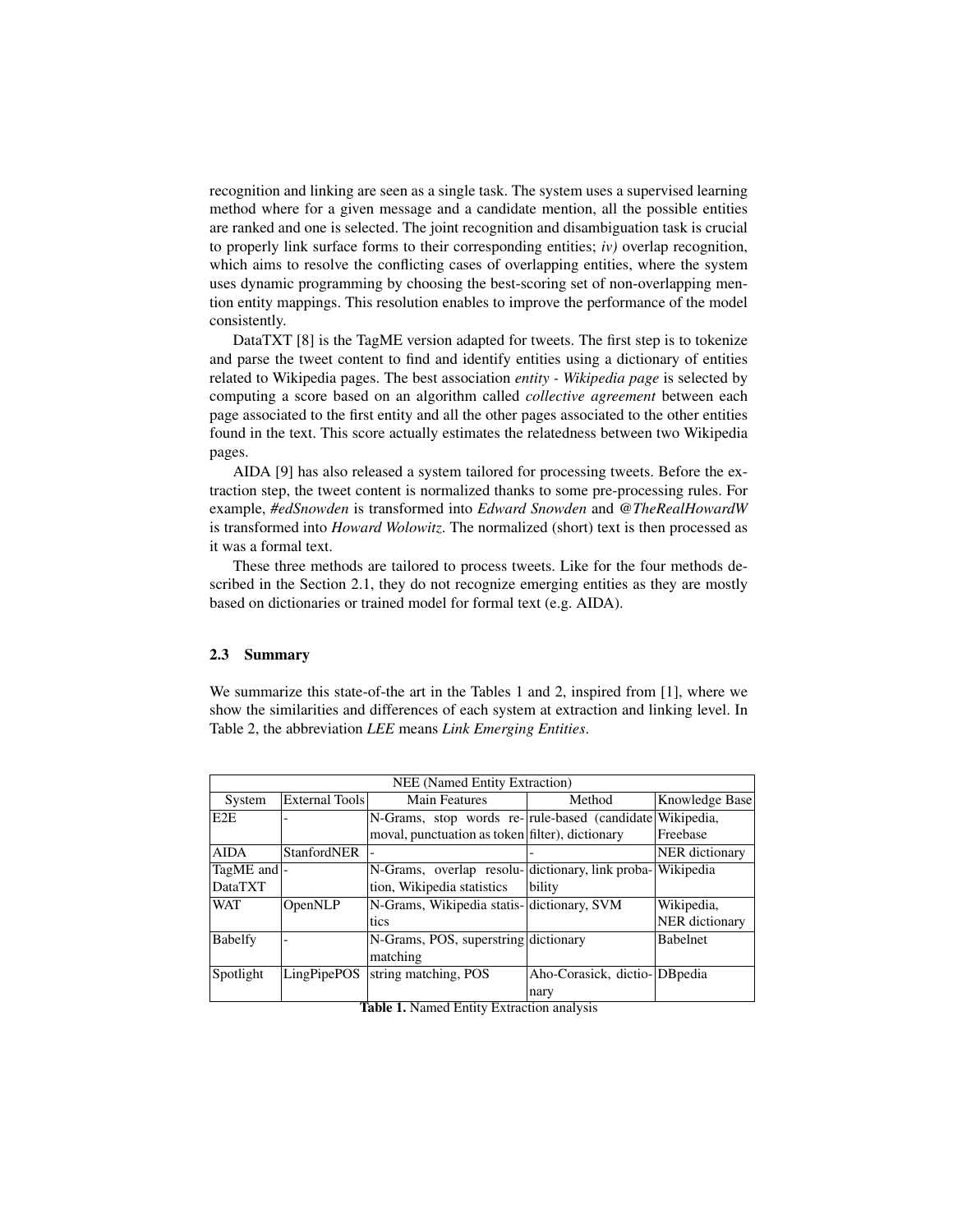recognition and linking are seen as a single task. The system uses a supervised learning method where for a given message and a candidate mention, all the possible entities are ranked and one is selected. The joint recognition and disambiguation task is crucial to properly link surface forms to their corresponding entities; *iv)* overlap recognition, which aims to resolve the conflicting cases of overlapping entities, where the system uses dynamic programming by choosing the best-scoring set of non-overlapping mention entity mappings. This resolution enables to improve the performance of the model consistently.

DataTXT [8] is the TagME version adapted for tweets. The first step is to tokenize and parse the tweet content to find and identify entities using a dictionary of entities related to Wikipedia pages. The best association *entity - Wikipedia page* is selected by computing a score based on an algorithm called *collective agreement* between each page associated to the first entity and all the other pages associated to the other entities found in the text. This score actually estimates the relatedness between two Wikipedia pages.

AIDA [9] has also released a system tailored for processing tweets. Before the extraction step, the tweet content is normalized thanks to some pre-processing rules. For example, *#edSnowden* is transformed into *Edward Snowden* and *@TheRealHowardW* is transformed into *Howard Wolowitz*. The normalized (short) text is then processed as it was a formal text.

These three methods are tailored to process tweets. Like for the four methods described in the Section 2.1, they do not recognize emerging entities as they are mostly based on dictionaries or trained model for formal text (e.g. AIDA).

### 2.3 Summary

We summarize this state-of-the art in the Tables 1 and 2, inspired from [1], where we show the similarities and differences of each system at extraction and linking level. In Table 2, the abbreviation *LEE* means *Link Emerging Entities*.

| NEE (Named Entity Extraction) | | | | |
|---|---|---|---|---|
| System | External Tools | Main Features | Method | Knowledge Base |
| E2E | - | N-Grams, stop words removal, punctuation as token | rule-based (candidate filter), dictionary | Wikipedia, Freebase |
| AIDA | StanfordNER | - | - | NER dictionary |
| TagME and DataTXT | - | N-Grams, overlap resolution, Wikipedia statistics | dictionary, link probability | Wikipedia |
| WAT | OpenNLP | N-Grams, Wikipedia statistics | dictionary, SVM | Wikipedia, NER dictionary |
| Babelfy | - | N-Grams, POS, superstring matching | dictionary | Babelnet |
| Spotlight | LingPipePOS | string matching, POS | Aho-Corasick, dictionary | DBpedia |

**Table 1.** Named Entity Extraction analysis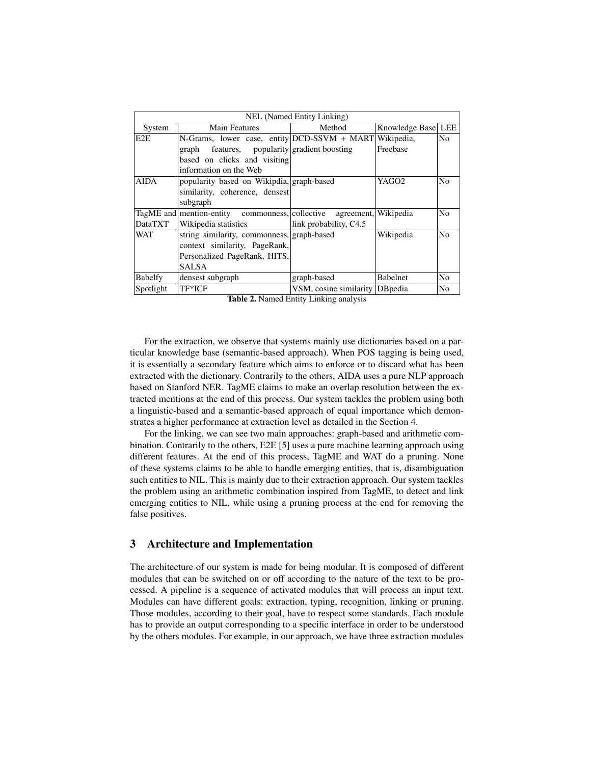| NEL (Named Entity Linking) | | | | |
|---|---|---|---|---|
| System | Main Features | Method | Knowledge Base | LEE |
| E2E | N-Grams, lower case, entity graph features, popularity based on clicks and visiting information on the Web | DCD-SSVM + MART gradient boosting | Wikipedia, Freebase | No |
| AIDA | popularity based on Wikipdia, similarity, coherence, densest subgraph | graph-based | YAGO2 | No |
| TagME and DataTXT | mention-entity commonness, Wikipedia statistics | collective agreement, link probability, C4.5 | Wikipedia | No |
| WAT | string similarity, commonness, context similarity, PageRank, Personalized PageRank, HITS, SALSA | graph-based | Wikipedia | No |
| Babelfy | densest subgraph | graph-based | Babelnet | No |
| Spotlight | TF*ICF | VSM, cosine similarity | DBpedia | No |

**Table 2.** Named Entity Linking analysis

For the extraction, we observe that systems mainly use dictionaries based on a particular knowledge base (semantic-based approach). When POS tagging is being used, it is essentially a secondary feature which aims to enforce or to discard what has been extracted with the dictionary. Contrarily to the others, AIDA uses a pure NLP approach based on Stanford NER. TagME claims to make an overlap resolution between the extracted mentions at the end of this process. Our system tackles the problem using both a linguistic-based and a semantic-based approach of equal importance which demonstrates a higher performance at extraction level as detailed in the Section 4.

For the linking, we can see two main approaches: graph-based and arithmetic combination. Contrarily to the others, E2E [5] uses a pure machine learning approach using different features. At the end of this process, TagME and WAT do a pruning. None of these systems claims to be able to handle emerging entities, that is, disambiguation such entities to NIL. This is mainly due to their extraction approach. Our system tackles the problem using an arithmetic combination inspired from TagME, to detect and link emerging entities to NIL, while using a pruning process at the end for removing the false positives.

## 3 Architecture and Implementation

The architecture of our system is made for being modular. It is composed of different modules that can be switched on or off according to the nature of the text to be processed. A pipeline is a sequence of activated modules that will process an input text. Modules can have different goals: extraction, typing, recognition, linking or pruning. Those modules, according to their goal, have to respect some standards. Each module has to provide an output corresponding to a specific interface in order to be understood by the others modules. For example, in our approach, we have three extraction modules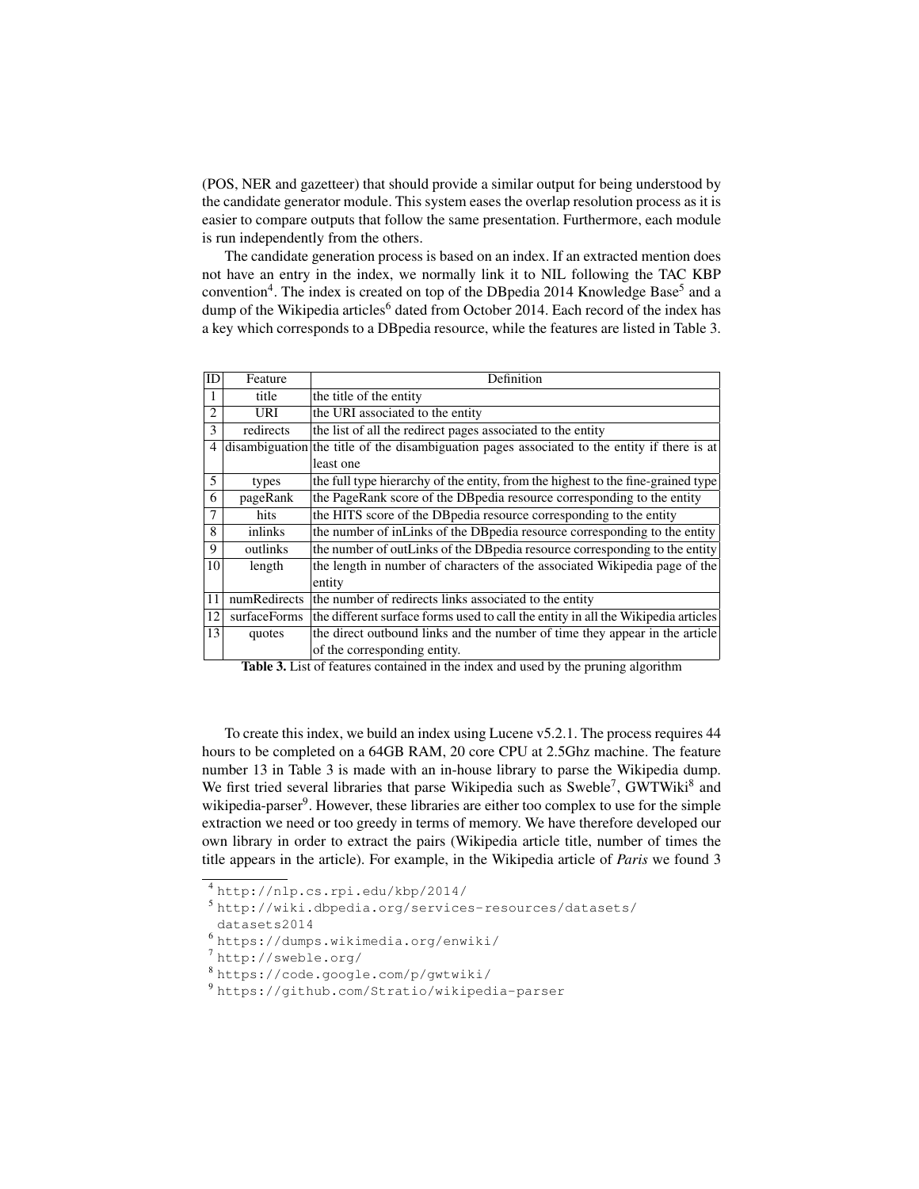(POS, NER and gazetteer) that should provide a similar output for being understood by the candidate generator module. This system eases the overlap resolution process as it is easier to compare outputs that follow the same presentation. Furthermore, each module is run independently from the others.

The candidate generation process is based on an index. If an extracted mention does not have an entry in the index, we normally link it to NIL following the TAC KBP convention[4]. The index is created on top of the DBpedia 2014 Knowledge Base[5] and a dump of the Wikipedia articles[6] dated from October 2014. Each record of the index has a key which corresponds to a DBpedia resource, while the features are listed in Table 3.

| ID | Feature | Definition |
| --- | --- | --- |
| 1 | title | the title of the entity |
| 2 | URI | the URI associated to the entity |
| 3 | redirects | the list of all the redirect pages associated to the entity |
| 4 | disambiguation | the title of the disambiguation pages associated to the entity if there is at least one |
| 5 | types | the full type hierarchy of the entity, from the highest to the fine-grained type |
| 6 | pageRank | the PageRank score of the DBpedia resource corresponding to the entity |
| 7 | hits | the HITS score of the DBpedia resource corresponding to the entity |
| 8 | inlinks | the number of inLinks of the DBpedia resource corresponding to the entity |
| 9 | outlinks | the number of outLinks of the DBpedia resource corresponding to the entity |
| 10 | length | the length in number of characters of the associated Wikipedia page of the entity |
| 11 | numRedirects | the number of redirects links associated to the entity |
| 12 | surfaceForms | the different surface forms used to call the entity in all the Wikipedia articles |
| 13 | quotes | the direct outbound links and the number of time they appear in the article of the corresponding entity. |

**Table 3.** List of features contained in the index and used by the pruning algorithm

To create this index, we build an index using Lucene v5.2.1. The process requires 44 hours to be completed on a 64GB RAM, 20 core CPU at 2.5Ghz machine. The feature number 13 in Table 3 is made with an in-house library to parse the Wikipedia dump. We first tried several libraries that parse Wikipedia such as Sweble[7], GWTWiki[8] and wikipedia-parser[9]. However, these libraries are either too complex to use for the simple extraction we need or too greedy in terms of memory. We have therefore developed our own library in order to extract the pairs (Wikipedia article title, number of times the title appears in the article). For example, in the Wikipedia article of *Paris* we found 3

[4] http://nlp.cs.rpi.edu/kbp/2014/

[5] http://wiki.dbpedia.org/services-resources/datasets/datasets2014

[6] https://dumps.wikimedia.org/enwiki/

[7] http://sweble.org/

[8] https://code.google.com/p/gwtwiki/

[9] https://github.com/Stratio/wikipedia-parser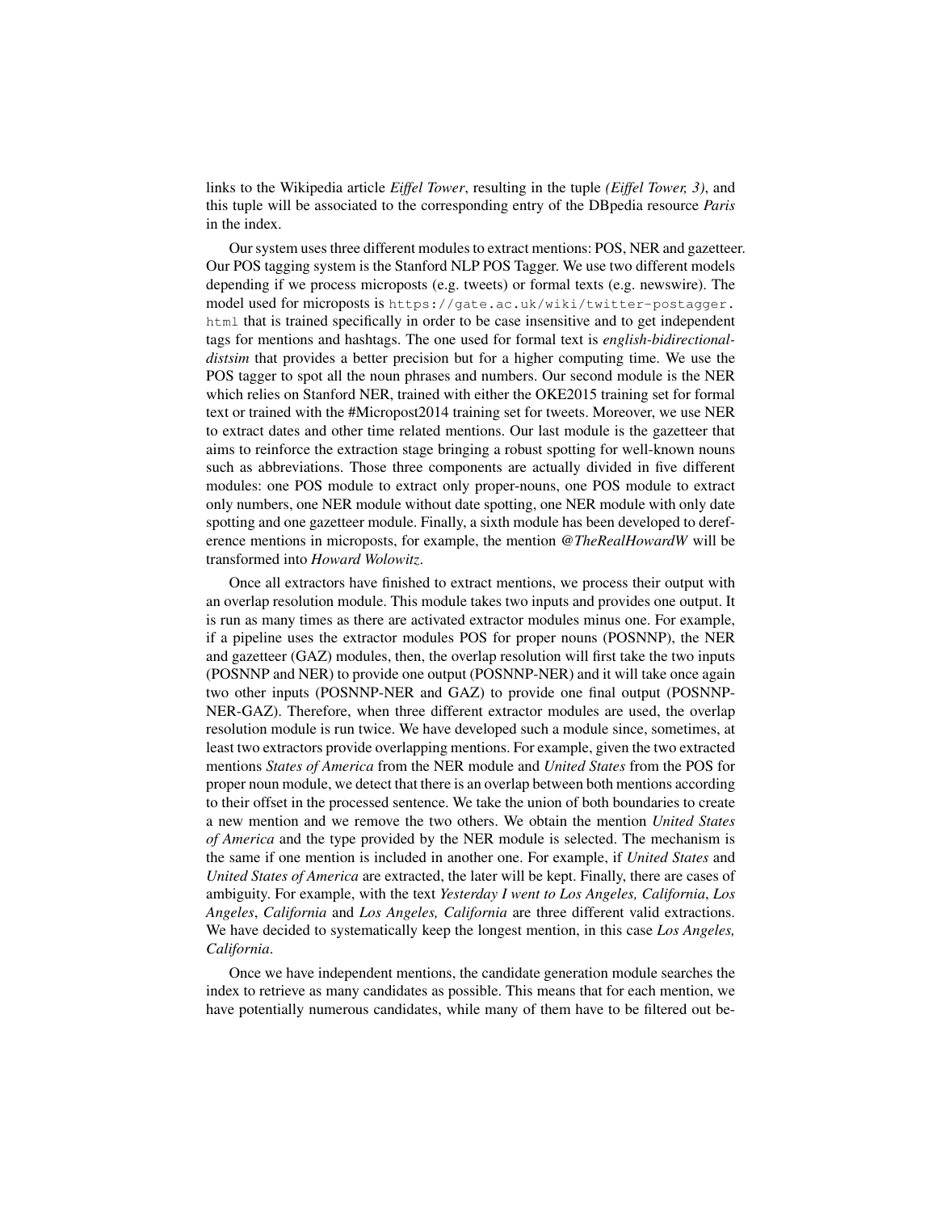links to the Wikipedia article *Eiffel Tower*, resulting in the tuple *(Eiffel Tower, 3)*, and this tuple will be associated to the corresponding entry of the DBpedia resource *Paris* in the index.

Our system uses three different modules to extract mentions: POS, NER and gazetteer. Our POS tagging system is the Stanford NLP POS Tagger. We use two different models depending if we process microposts (e.g. tweets) or formal texts (e.g. newswire). The model used for microposts is `https://gate.ac.uk/wiki/twitter-postagger.html` that is trained specifically in order to be case insensitive and to get independent tags for mentions and hashtags. The one used for formal text is *english-bidirectional-distsim* that provides a better precision but for a higher computing time. We use the POS tagger to spot all the noun phrases and numbers. Our second module is the NER which relies on Stanford NER, trained with either the OKE2015 training set for formal text or trained with the #Micropost2014 training set for tweets. Moreover, we use NER to extract dates and other time related mentions. Our last module is the gazetteer that aims to reinforce the extraction stage bringing a robust spotting for well-known nouns such as abbreviations. Those three components are actually divided in five different modules: one POS module to extract only proper-nouns, one POS module to extract only numbers, one NER module without date spotting, one NER module with only date spotting and one gazetteer module. Finally, a sixth module has been developed to dereference mentions in microposts, for example, the mention *@TheRealHowardW* will be transformed into *Howard Wolowitz*.

Once all extractors have finished to extract mentions, we process their output with an overlap resolution module. This module takes two inputs and provides one output. It is run as many times as there are activated extractor modules minus one. For example, if a pipeline uses the extractor modules POS for proper nouns (POSNNP), the NER and gazetteer (GAZ) modules, then, the overlap resolution will first take the two inputs (POSNNP and NER) to provide one output (POSNNP-NER) and it will take once again two other inputs (POSNNP-NER and GAZ) to provide one final output (POSNNP-NER-GAZ). Therefore, when three different extractor modules are used, the overlap resolution module is run twice. We have developed such a module since, sometimes, at least two extractors provide overlapping mentions. For example, given the two extracted mentions *States of America* from the NER module and *United States* from the POS for proper noun module, we detect that there is an overlap between both mentions according to their offset in the processed sentence. We take the union of both boundaries to create a new mention and we remove the two others. We obtain the mention *United States of America* and the type provided by the NER module is selected. The mechanism is the same if one mention is included in another one. For example, if *United States* and *United States of America* are extracted, the later will be kept. Finally, there are cases of ambiguity. For example, with the text *Yesterday I went to Los Angeles, California*, *Los Angeles*, *California* and *Los Angeles, California* are three different valid extractions. We have decided to systematically keep the longest mention, in this case *Los Angeles, California*.

Once we have independent mentions, the candidate generation module searches the index to retrieve as many candidates as possible. This means that for each mention, we have potentially numerous candidates, while many of them have to be filtered out be-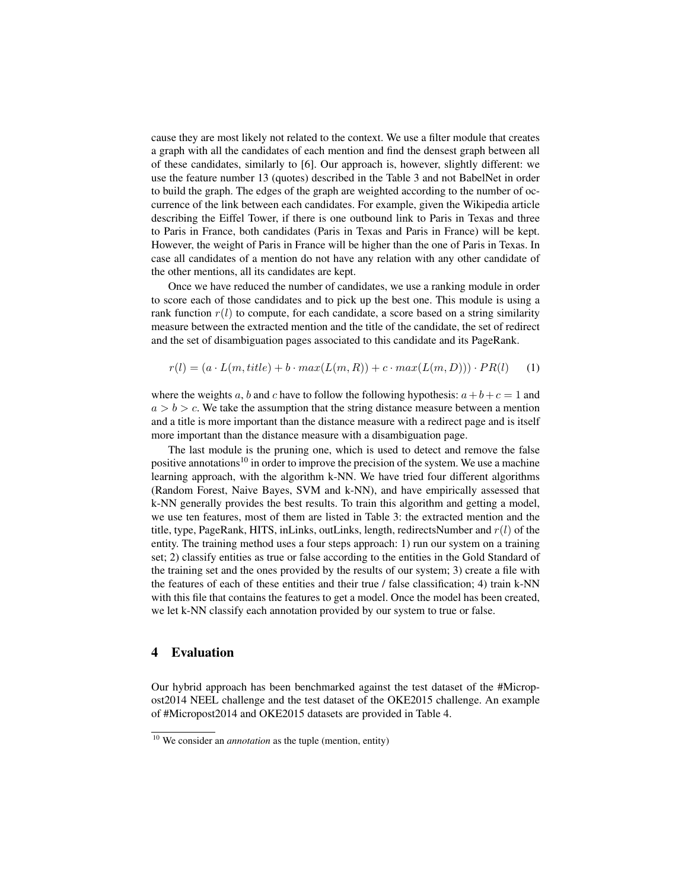cause they are most likely not related to the context. We use a filter module that creates a graph with all the candidates of each mention and find the densest graph between all of these candidates, similarly to [6]. Our approach is, however, slightly different: we use the feature number 13 (quotes) described in the Table 3 and not BabelNet in order to build the graph. The edges of the graph are weighted according to the number of occurrence of the link between each candidates. For example, given the Wikipedia article describing the Eiffel Tower, if there is one outbound link to Paris in Texas and three to Paris in France, both candidates (Paris in Texas and Paris in France) will be kept. However, the weight of Paris in France will be higher than the one of Paris in Texas. In case all candidates of a mention do not have any relation with any other candidate of the other mentions, all its candidates are kept.

Once we have reduced the number of candidates, we use a ranking module in order to score each of those candidates and to pick up the best one. This module is using a rank function $r(l)$ to compute, for each candidate, a score based on a string similarity measure between the extracted mention and the title of the candidate, the set of redirect and the set of disambiguation pages associated to this candidate and its PageRank.

$$r(l) = (a \cdot L(m, title) + b \cdot max(L(m, R)) + c \cdot max(L(m, D))) \cdot PR(l) \quad (1)$$

where the weights $a$, $b$ and $c$ have to follow the following hypothesis: $a + b + c = 1$ and $a > b > c$. We take the assumption that the string distance measure between a mention and a title is more important than the distance measure with a redirect page and is itself more important than the distance measure with a disambiguation page.

The last module is the pruning one, which is used to detect and remove the false positive annotations[10] in order to improve the precision of the system. We use a machine learning approach, with the algorithm k-NN. We have tried four different algorithms (Random Forest, Naive Bayes, SVM and k-NN), and have empirically assessed that k-NN generally provides the best results. To train this algorithm and getting a model, we use ten features, most of them are listed in Table 3: the extracted mention and the title, type, PageRank, HITS, inLinks, outLinks, length, redirectsNumber and $r(l)$ of the entity. The training method uses a four steps approach: 1) run our system on a training set; 2) classify entities as true or false according to the entities in the Gold Standard of the training set and the ones provided by the results of our system; 3) create a file with the features of each of these entities and their true / false classification; 4) train k-NN with this file that contains the features to get a model. Once the model has been created, we let k-NN classify each annotation provided by our system to true or false.

## 4 Evaluation

Our hybrid approach has been benchmarked against the test dataset of the #Micropost2014 NEEL challenge and the test dataset of the OKE2015 challenge. An example of #Micropost2014 and OKE2015 datasets are provided in Table 4.

[10] We consider an *annotation* as the tuple (mention, entity)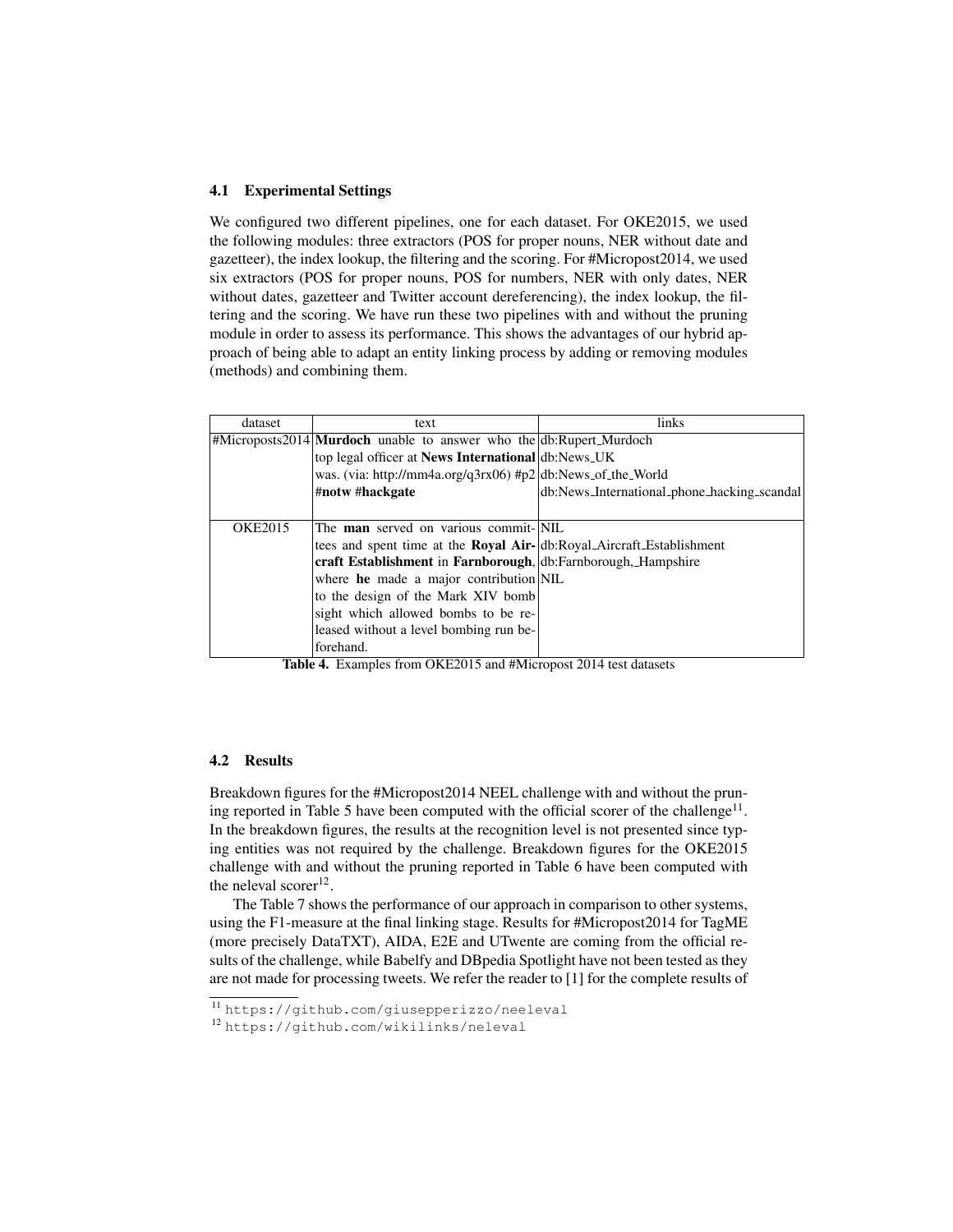### 4.1 Experimental Settings

We configured two different pipelines, one for each dataset. For OKE2015, we used the following modules: three extractors (POS for proper nouns, NER without date and gazetteer), the index lookup, the filtering and the scoring. For #Micropost2014, we used six extractors (POS for proper nouns, POS for numbers, NER with only dates, NER without dates, gazetteer and Twitter account dereferencing), the index lookup, the filtering and the scoring. We have run these two pipelines with and without the pruning module in order to assess its performance. This shows the advantages of our hybrid approach of being able to adapt an entity linking process by adding or removing modules (methods) and combining them.

| dataset | text | links |
|---|---|---|
| #Microposts2014 | **Murdoch** unable to answer who the top legal officer at **News International** was. (via: http://mm4a.org/q3rx06) #p2 **#notw #hackgate** | db:Rupert_Murdoch<br>db:News_UK<br>db:News_of_the_World<br>db:News_International_phone_hacking_scandal |
| OKE2015 | The **man** served on various committees and spent time at the **Royal Aircraft Establishment** in **Farnborough**, where **he** made a major contribution to the design of the Mark XIV bomb sight which allowed bombs to be released without a level bombing run beforehand. | NIL<br>db:Royal_Aircraft_Establishment<br>db:Farnborough,_Hampshire<br>NIL |

**Table 4.** Examples from OKE2015 and #Micropost 2014 test datasets

### 4.2 Results

Breakdown figures for the #Micropost2014 NEEL challenge with and without the pruning reported in Table 5 have been computed with the official scorer of the challenge[11]. In the breakdown figures, the results at the recognition level is not presented since typing entities was not required by the challenge. Breakdown figures for the OKE2015 challenge with and without the pruning reported in Table 6 have been computed with the neleval scorer[12].

The Table 7 shows the performance of our approach in comparison to other systems, using the F1-measure at the final linking stage. Results for #Micropost2014 for TagME (more precisely DataTXT), AIDA, E2E and UTwente are coming from the official results of the challenge, while Babelfy and DBpedia Spotlight have not been tested as they are not made for processing tweets. We refer the reader to [1] for the complete results of

[11] https://github.com/giusepperizzo/neeleval

[12] https://github.com/wikilinks/neleval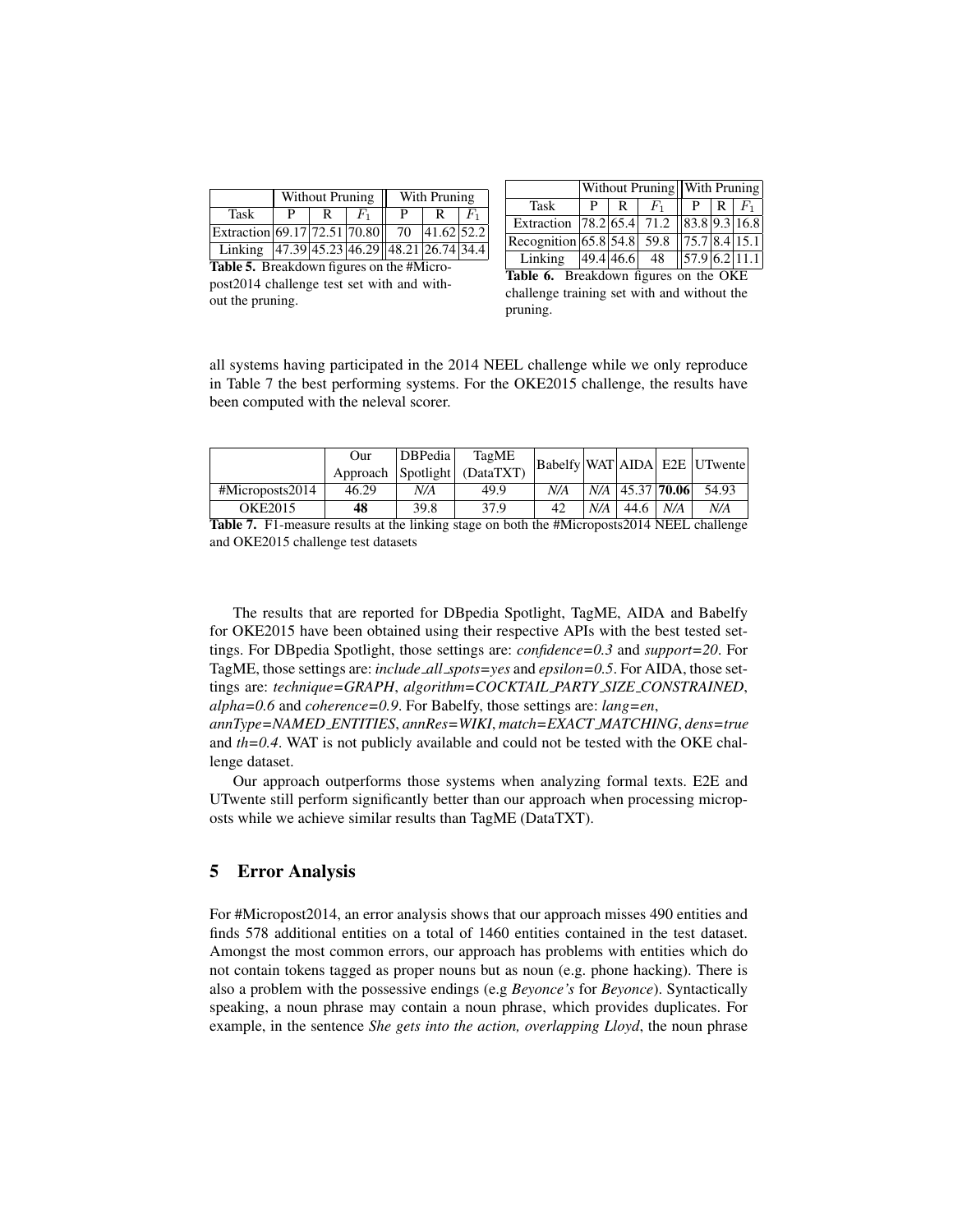| | Without Pruning | | | With Pruning | | |
|---|---|---|---|---|---|---|
| Task | P | R | $F_1$ | P | R | $F_1$ |
| Extraction | 69.17 | 72.51 | 70.80 | 70 | 41.62 | 52.2 |
| Linking | 47.39 | 45.23 | 46.29 | 48.21 | 26.74 | 34.4 |

**Table 5.** Breakdown figures on the #Micropost2014 challenge test set with and without the pruning.

| | Without Pruning | | | With Pruning | | |
|---|---|---|---|---|---|---|
| Task | P | R | $F_1$ | P | R | $F_1$ |
| Extraction | 78.2 | 65.4 | 71.2 | 83.8 | 9.3 | 16.8 |
| Recognition | 65.8 | 54.8 | 59.8 | 75.7 | 8.4 | 15.1 |
| Linking | 49.4 | 46.6 | 48 | 57.9 | 6.2 | 11.1 |

**Table 6.** Breakdown figures on the OKE challenge training set with and without the pruning.

all systems having participated in the 2014 NEEL challenge while we only reproduce in Table 7 the best performing systems. For the OKE2015 challenge, the results have been computed with the neleval scorer.

| | Our Approach | DBPedia Spotlight | TagME (DataTXT) | Babelfy | WAT | AIDA | E2E | UTwente |
|---|---|---|---|---|---|---|---|---|
| #Microposts2014 | 46.29 | *N/A* | 49.9 | *N/A* | *N/A* | 45.37 | **70.06** | 54.93 |
| OKE2015 | **48** | 39.8 | 37.9 | 42 | *N/A* | 44.6 | *N/A* | *N/A* |

**Table 7.** F1-measure results at the linking stage on both the #Microposts2014 NEEL challenge and OKE2015 challenge test datasets

The results that are reported for DBpedia Spotlight, TagME, AIDA and Babelfy for OKE2015 have been obtained using their respective APIs with the best tested settings. For DBpedia Spotlight, those settings are: *confidence=0.3* and *support=20*. For TagME, those settings are: *include_all_spots=yes* and *epsilon=0.5*. For AIDA, those settings are: *technique=GRAPH*, *algorithm=COCKTAIL_PARTY_SIZE_CONSTRAINED*, *alpha=0.6* and *coherence=0.9*. For Babelfy, those settings are: *lang=en*, *annType=NAMED_ENTITIES*, *annRes=WIKI*, *match=EXACT_MATCHING*, *dens=true* and *th=0.4*. WAT is not publicly available and could not be tested with the OKE challenge dataset.

Our approach outperforms those systems when analyzing formal texts. E2E and UTwente still perform significantly better than our approach when processing microposts while we achieve similar results than TagME (DataTXT).

## 5 Error Analysis

For #Micropost2014, an error analysis shows that our approach misses 490 entities and finds 578 additional entities on a total of 1460 entities contained in the test dataset. Amongst the most common errors, our approach has problems with entities which do not contain tokens tagged as proper nouns but as noun (e.g. phone hacking). There is also a problem with the possessive endings (e.g *Beyonce's* for *Beyonce*). Syntactically speaking, a noun phrase may contain a noun phrase, which provides duplicates. For example, in the sentence *She gets into the action, overlapping Lloyd*, the noun phrase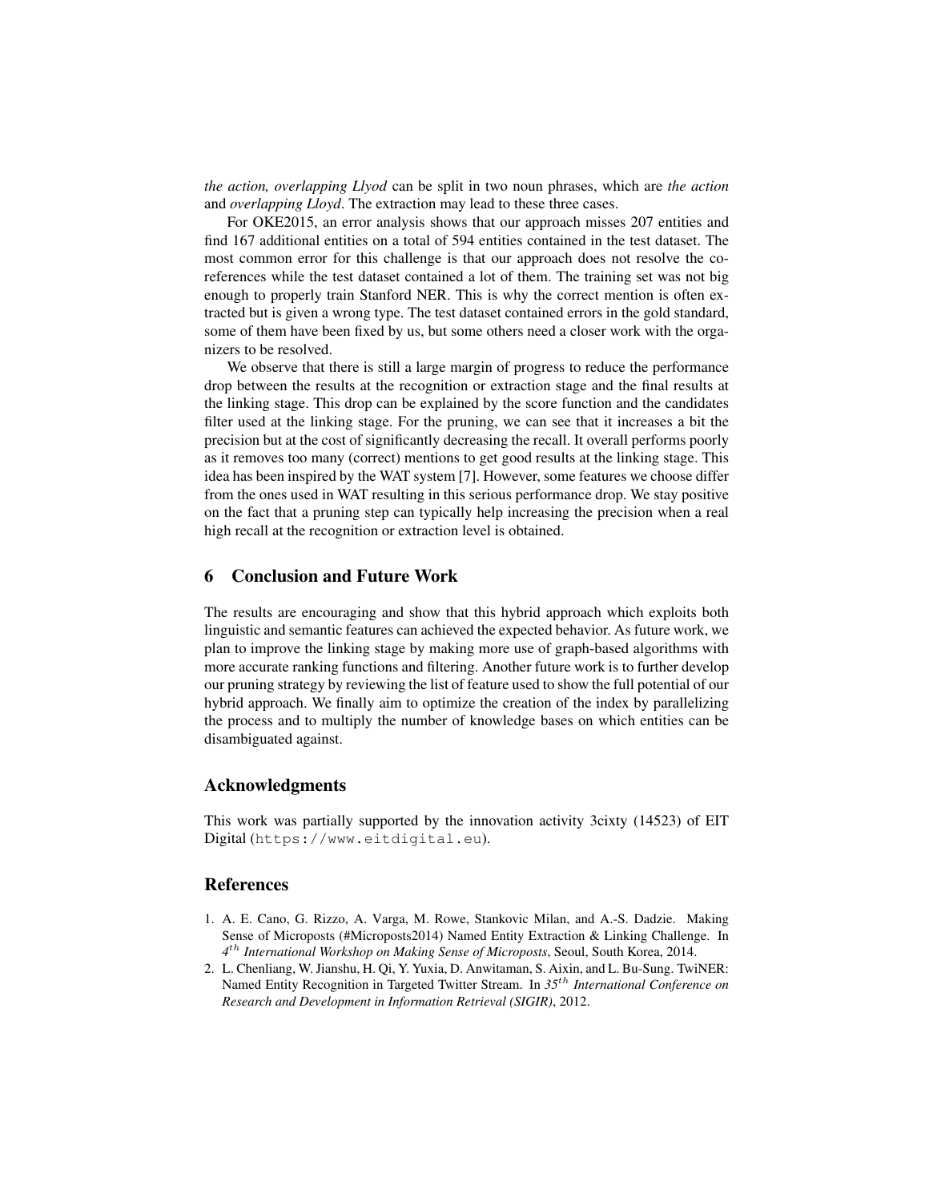*the action, overlapping Llyod* can be split in two noun phrases, which are *the action* and *overlapping Lloyd*. The extraction may lead to these three cases.

For OKE2015, an error analysis shows that our approach misses 207 entities and find 167 additional entities on a total of 594 entities contained in the test dataset. The most common error for this challenge is that our approach does not resolve the co-references while the test dataset contained a lot of them. The training set was not big enough to properly train Stanford NER. This is why the correct mention is often extracted but is given a wrong type. The test dataset contained errors in the gold standard, some of them have been fixed by us, but some others need a closer work with the organizers to be resolved.

We observe that there is still a large margin of progress to reduce the performance drop between the results at the recognition or extraction stage and the final results at the linking stage. This drop can be explained by the score function and the candidates filter used at the linking stage. For the pruning, we can see that it increases a bit the precision but at the cost of significantly decreasing the recall. It overall performs poorly as it removes too many (correct) mentions to get good results at the linking stage. This idea has been inspired by the WAT system [7]. However, some features we choose differ from the ones used in WAT resulting in this serious performance drop. We stay positive on the fact that a pruning step can typically help increasing the precision when a real high recall at the recognition or extraction level is obtained.

## 6 Conclusion and Future Work

The results are encouraging and show that this hybrid approach which exploits both linguistic and semantic features can achieved the expected behavior. As future work, we plan to improve the linking stage by making more use of graph-based algorithms with more accurate ranking functions and filtering. Another future work is to further develop our pruning strategy by reviewing the list of feature used to show the full potential of our hybrid approach. We finally aim to optimize the creation of the index by parallelizing the process and to multiply the number of knowledge bases on which entities can be disambiguated against.

## Acknowledgments

This work was partially supported by the innovation activity 3cixty (14523) of EIT Digital (`https://www.eitdigital.eu`).

## References

1. A. E. Cano, G. Rizzo, A. Varga, M. Rowe, Stankovic Milan, and A.-S. Dadzie. Making Sense of Microposts (#Microposts2014) Named Entity Extraction & Linking Challenge. In *4th International Workshop on Making Sense of Microposts*, Seoul, South Korea, 2014.
2. L. Chenliang, W. Jianshu, H. Qi, Y. Yuxia, D. Anwitaman, S. Aixin, and L. Bu-Sung. TwiNER: Named Entity Recognition in Targeted Twitter Stream. In *35th International Conference on Research and Development in Information Retrieval (SIGIR)*, 2012.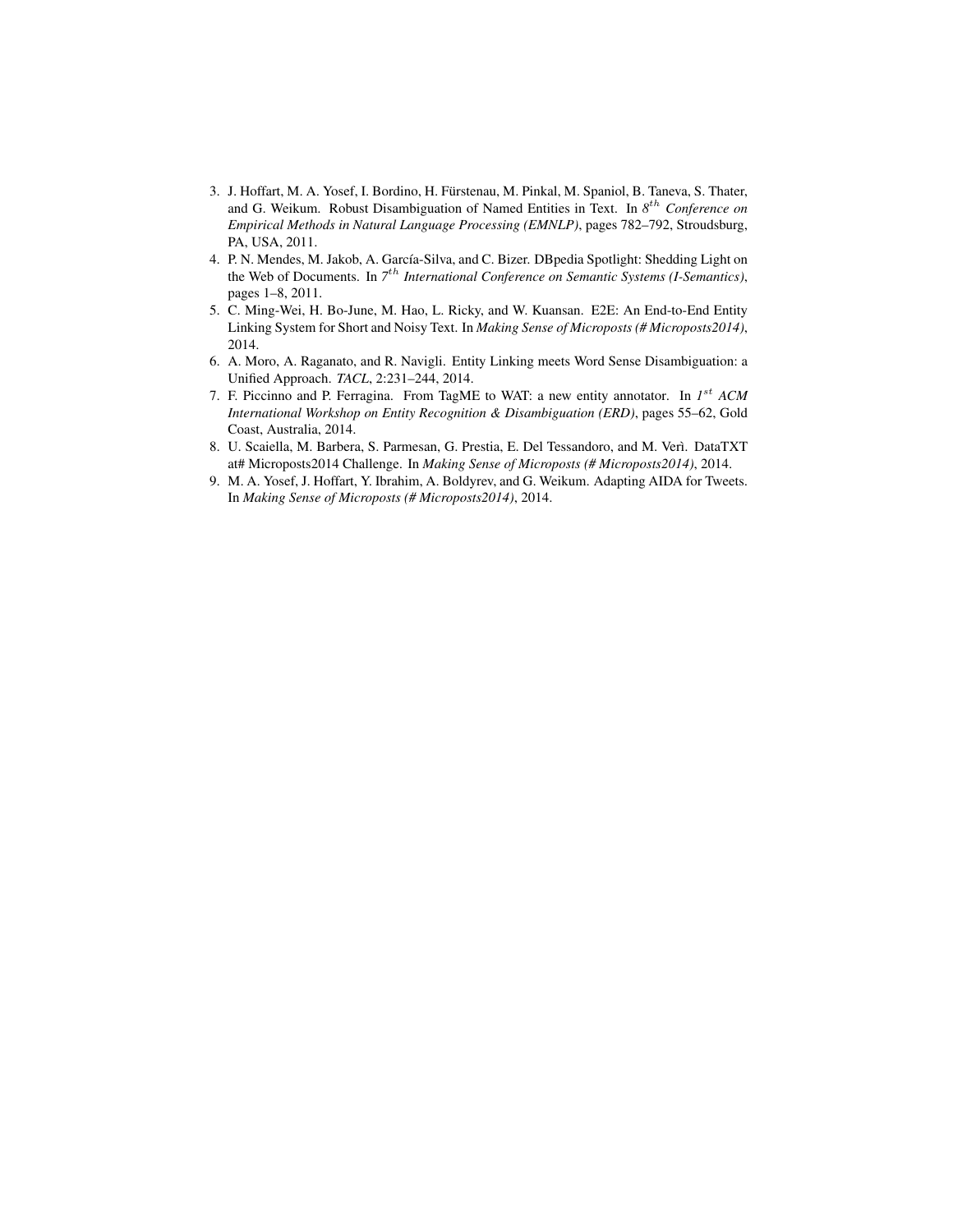3. J. Hoffart, M. A. Yosef, I. Bordino, H. Fürstenau, M. Pinkal, M. Spaniol, B. Taneva, S. Thater, and G. Weikum. Robust Disambiguation of Named Entities in Text. In *8$^{th}$ Conference on Empirical Methods in Natural Language Processing (EMNLP)*, pages 782–792, Stroudsburg, PA, USA, 2011.
4. P. N. Mendes, M. Jakob, A. García-Silva, and C. Bizer. DBpedia Spotlight: Shedding Light on the Web of Documents. In *7$^{th}$ International Conference on Semantic Systems (I-Semantics)*, pages 1–8, 2011.
5. C. Ming-Wei, H. Bo-June, M. Hao, L. Ricky, and W. Kuansan. E2E: An End-to-End Entity Linking System for Short and Noisy Text. In *Making Sense of Microposts (# Microposts2014)*, 2014.
6. A. Moro, A. Raganato, and R. Navigli. Entity Linking meets Word Sense Disambiguation: a Unified Approach. *TACL*, 2:231–244, 2014.
7. F. Piccinno and P. Ferragina. From TagME to WAT: a new entity annotator. In *1$^{st}$ ACM International Workshop on Entity Recognition & Disambiguation (ERD)*, pages 55–62, Gold Coast, Australia, 2014.
8. U. Scaiella, M. Barbera, S. Parmesan, G. Prestia, E. Del Tessandoro, and M. Verì. DataTXT at# Microposts2014 Challenge. In *Making Sense of Microposts (# Microposts2014)*, 2014.
9. M. A. Yosef, J. Hoffart, Y. Ibrahim, A. Boldyrev, and G. Weikum. Adapting AIDA for Tweets. In *Making Sense of Microposts (# Microposts2014)*, 2014.